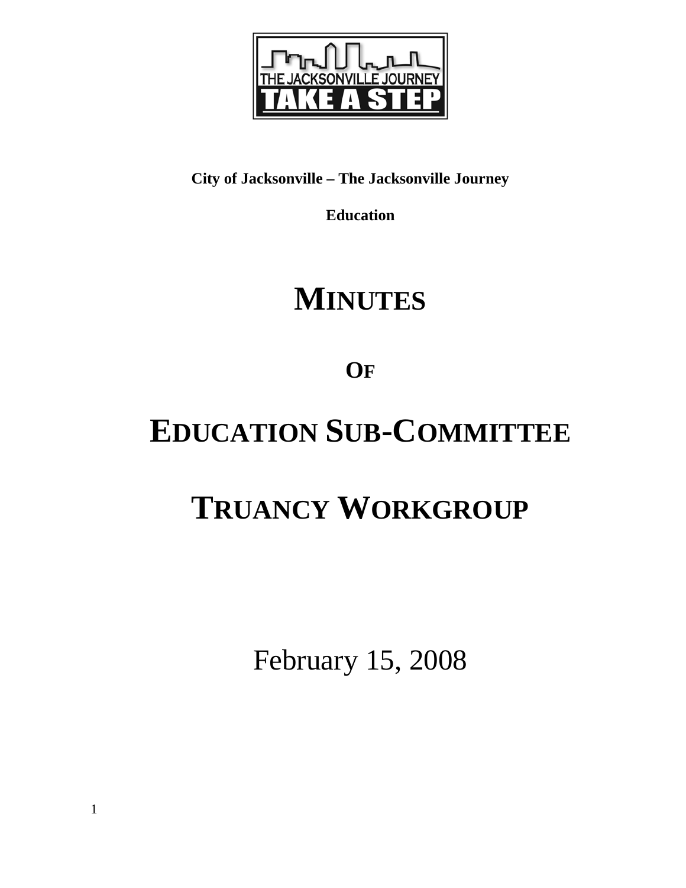**City of Jacksonville – The Jacksonville Journey**

**Education**

# MINUTES

# OF

# EDUCATION SUB-COMMITTEE

# TRUANCY WORKGROUP

February 15, 2008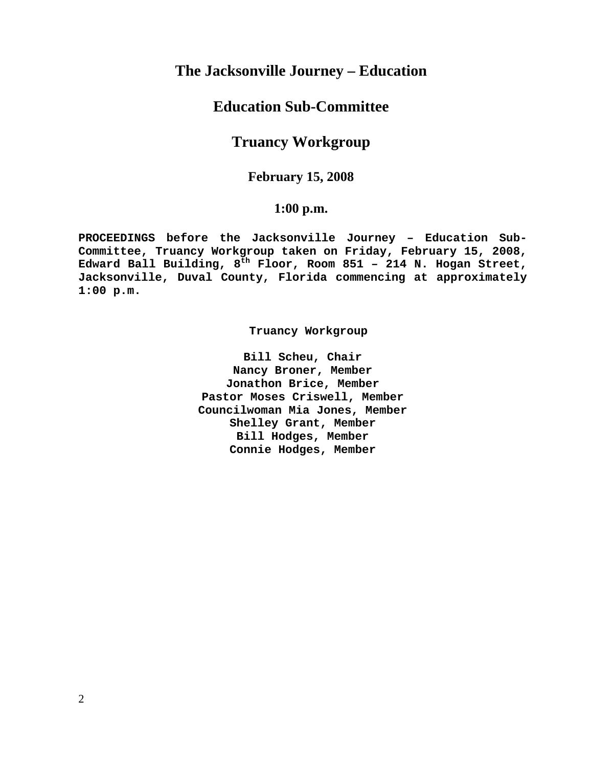# The Jacksonville Journey – Education

## Education Sub-Committee

## Truancy Workgroup

### February 15, 2008

### 1:00 p.m.

**PROCEEDINGS before the Jacksonville Journey – Education Sub-Committee, Truancy Workgroup taken on Friday, February 15, 2008, Edward Ball Building, 8th Floor, Room 851 – 214 N. Hogan Street, Jacksonville, Duval County, Florida commencing at approximately 1:00 p.m.**

**Truancy Workgroup**

**Bill Scheu, Chair**
**Nancy Broner, Member**
**Jonathon Brice, Member**
**Pastor Moses Criswell, Member**
**Councilwoman Mia Jones, Member**
**Shelley Grant, Member**
**Bill Hodges, Member**
**Connie Hodges, Member**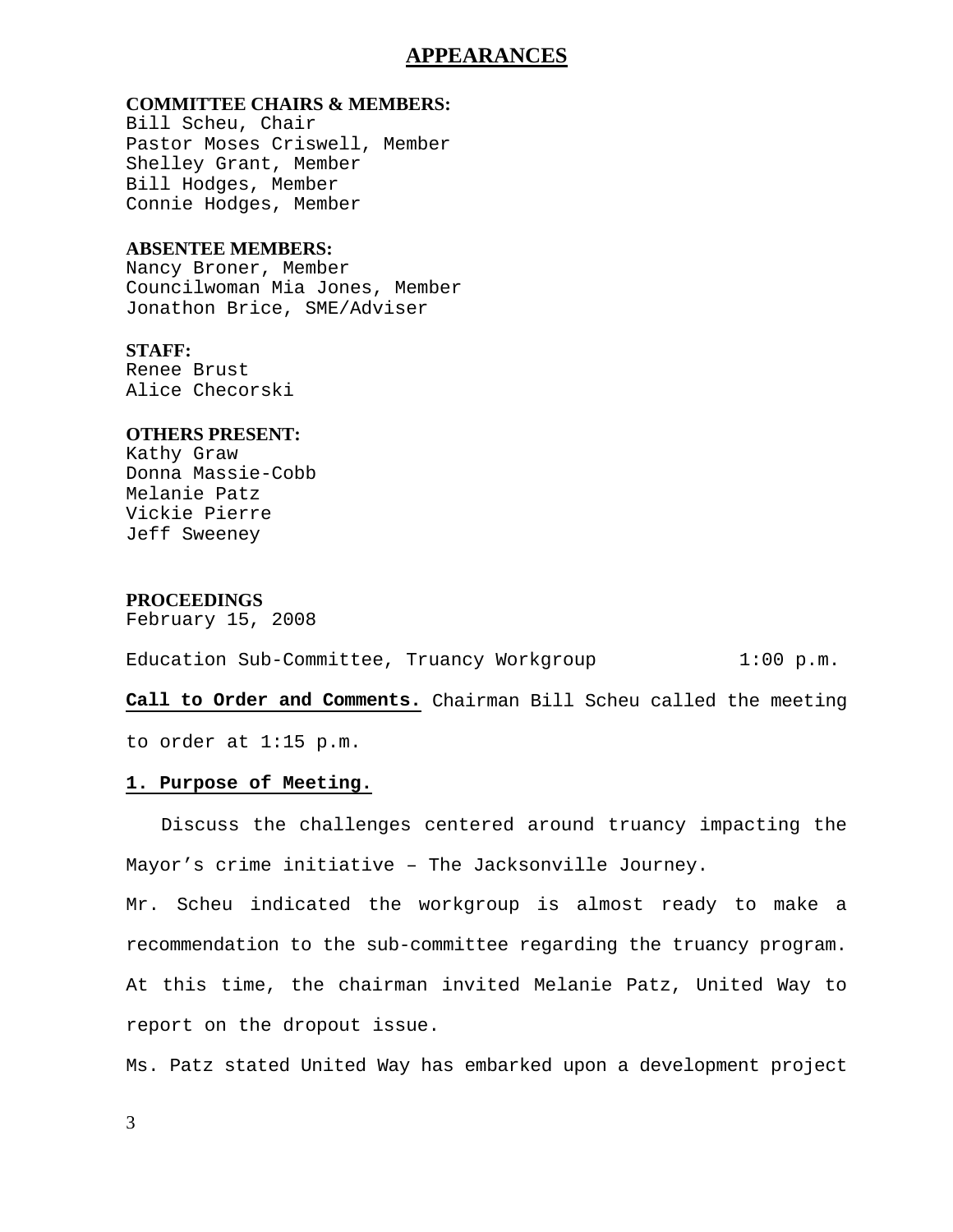# APPEARANCES

**COMMITTEE CHAIRS & MEMBERS:**
Bill Scheu, Chair
Pastor Moses Criswell, Member
Shelley Grant, Member
Bill Hodges, Member
Connie Hodges, Member

**ABSENTEE MEMBERS:**
Nancy Broner, Member
Councilwoman Mia Jones, Member
Jonathon Brice, SME/Adviser

**STAFF:**
Renee Brust
Alice Checorski

**OTHERS PRESENT:**
Kathy Graw
Donna Massie-Cobb
Melanie Patz
Vickie Pierre
Jeff Sweeney

**PROCEEDINGS**
February 15, 2008

Education Sub-Committee, Truancy Workgroup 1:00 p.m.

**Call to Order and Comments.** Chairman Bill Scheu called the meeting to order at 1:15 p.m.

**1. Purpose of Meeting.**

Discuss the challenges centered around truancy impacting the Mayor's crime initiative – The Jacksonville Journey.

Mr. Scheu indicated the workgroup is almost ready to make a recommendation to the sub-committee regarding the truancy program. At this time, the chairman invited Melanie Patz, United Way to report on the dropout issue.

Ms. Patz stated United Way has embarked upon a development project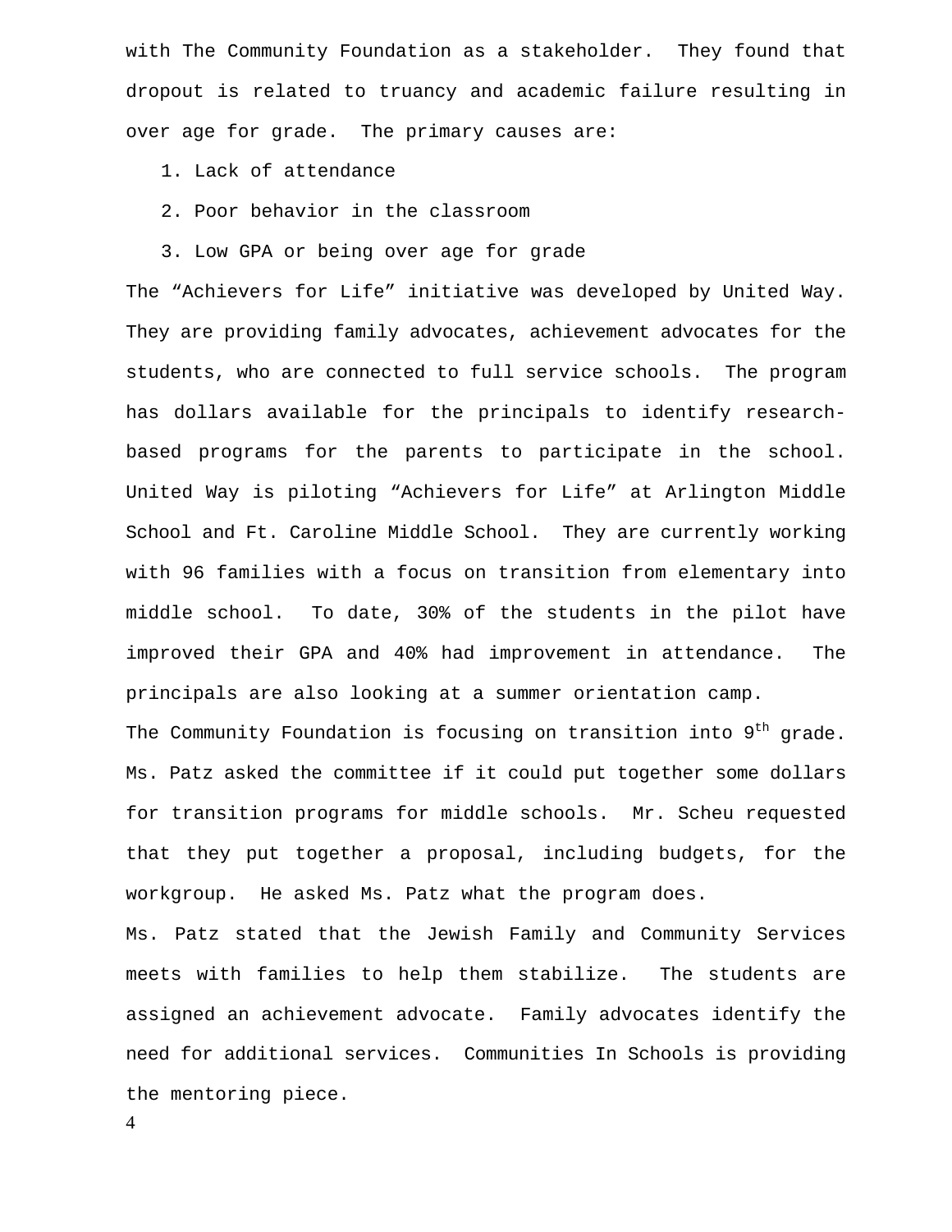with The Community Foundation as a stakeholder. They found that dropout is related to truancy and academic failure resulting in over age for grade. The primary causes are:

1. Lack of attendance
2. Poor behavior in the classroom
3. Low GPA or being over age for grade

The "Achievers for Life" initiative was developed by United Way. They are providing family advocates, achievement advocates for the students, who are connected to full service schools. The program has dollars available for the principals to identify research-based programs for the parents to participate in the school. United Way is piloting "Achievers for Life" at Arlington Middle School and Ft. Caroline Middle School. They are currently working with 96 families with a focus on transition from elementary into middle school. To date, 30% of the students in the pilot have improved their GPA and 40% had improvement in attendance. The principals are also looking at a summer orientation camp.

The Community Foundation is focusing on transition into 9th grade. Ms. Patz asked the committee if it could put together some dollars for transition programs for middle schools. Mr. Scheu requested that they put together a proposal, including budgets, for the workgroup. He asked Ms. Patz what the program does.

Ms. Patz stated that the Jewish Family and Community Services meets with families to help them stabilize. The students are assigned an achievement advocate. Family advocates identify the need for additional services. Communities In Schools is providing the mentoring piece.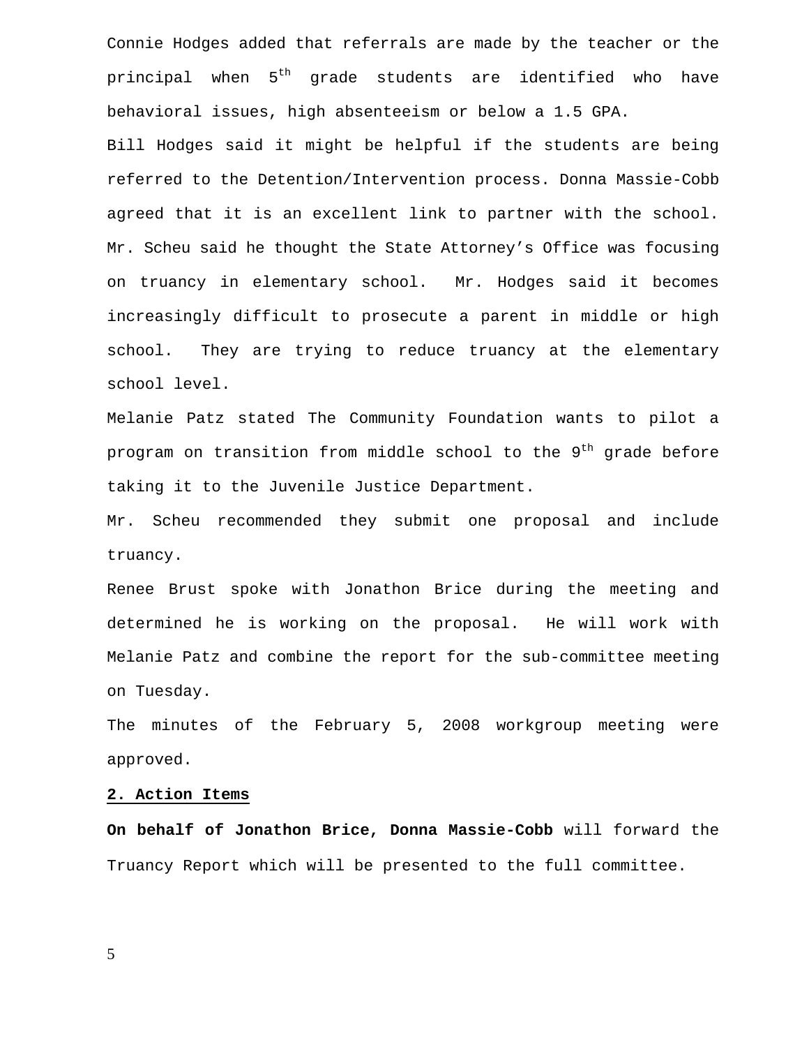Connie Hodges added that referrals are made by the teacher or the principal when 5th grade students are identified who have behavioral issues, high absenteeism or below a 1.5 GPA.

Bill Hodges said it might be helpful if the students are being referred to the Detention/Intervention process. Donna Massie-Cobb agreed that it is an excellent link to partner with the school. Mr. Scheu said he thought the State Attorney's Office was focusing on truancy in elementary school. Mr. Hodges said it becomes increasingly difficult to prosecute a parent in middle or high school. They are trying to reduce truancy at the elementary school level.

Melanie Patz stated The Community Foundation wants to pilot a program on transition from middle school to the 9th grade before taking it to the Juvenile Justice Department.

Mr. Scheu recommended they submit one proposal and include truancy.

Renee Brust spoke with Jonathon Brice during the meeting and determined he is working on the proposal. He will work with Melanie Patz and combine the report for the sub-committee meeting on Tuesday.

The minutes of the February 5, 2008 workgroup meeting were approved.

**2. Action Items**

**On behalf of Jonathon Brice, Donna Massie-Cobb** will forward the Truancy Report which will be presented to the full committee.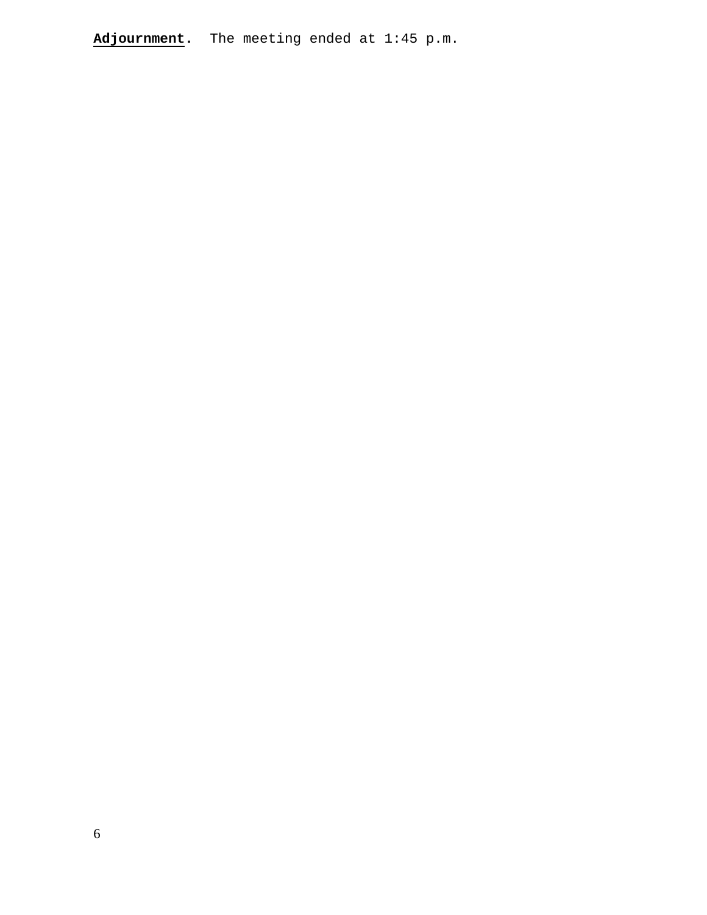**Adjournment.** The meeting ended at 1:45 p.m.